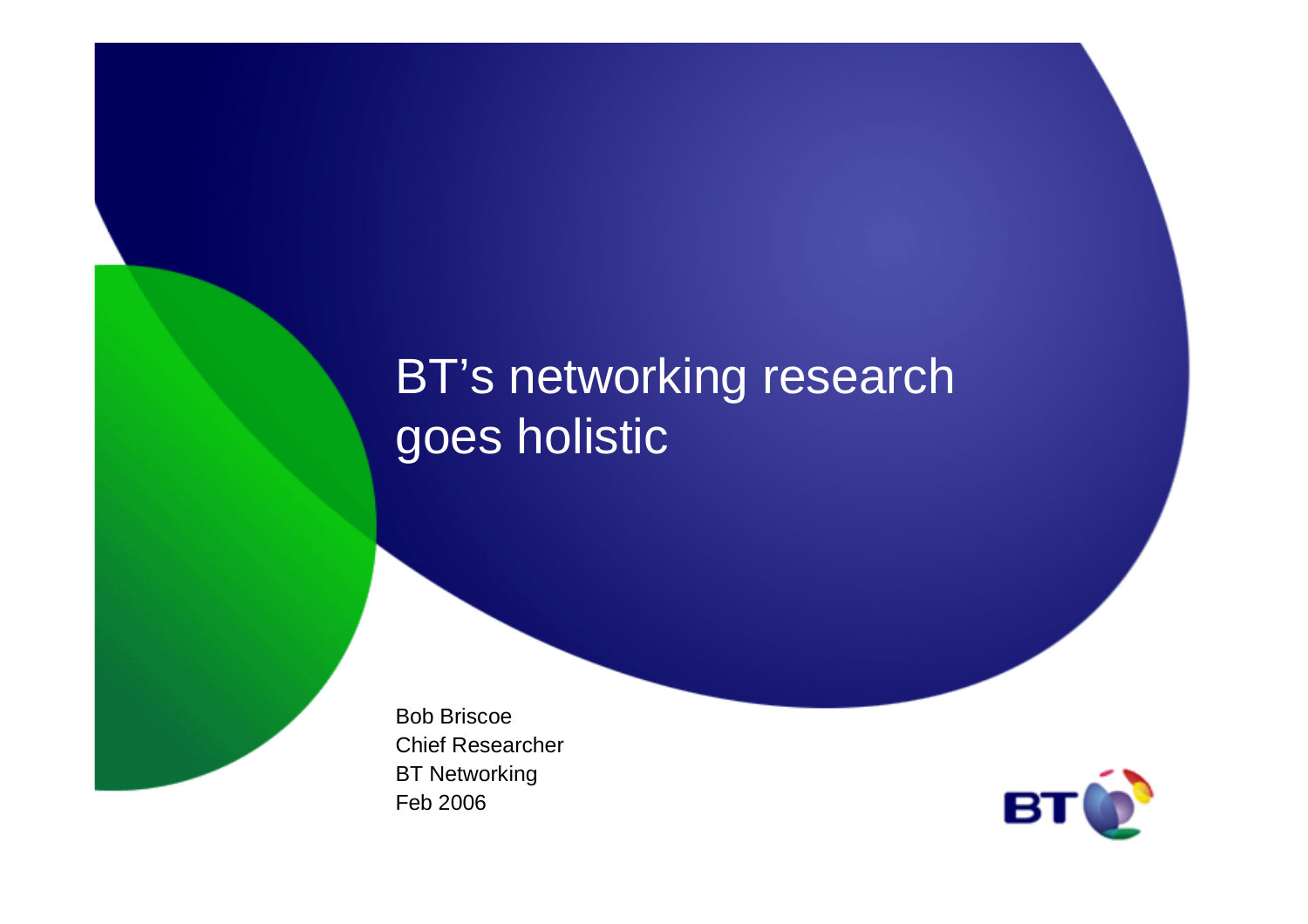# BT's networking research goes holistic

Bob Briscoe
Chief Researcher
BT Networking
Feb 2006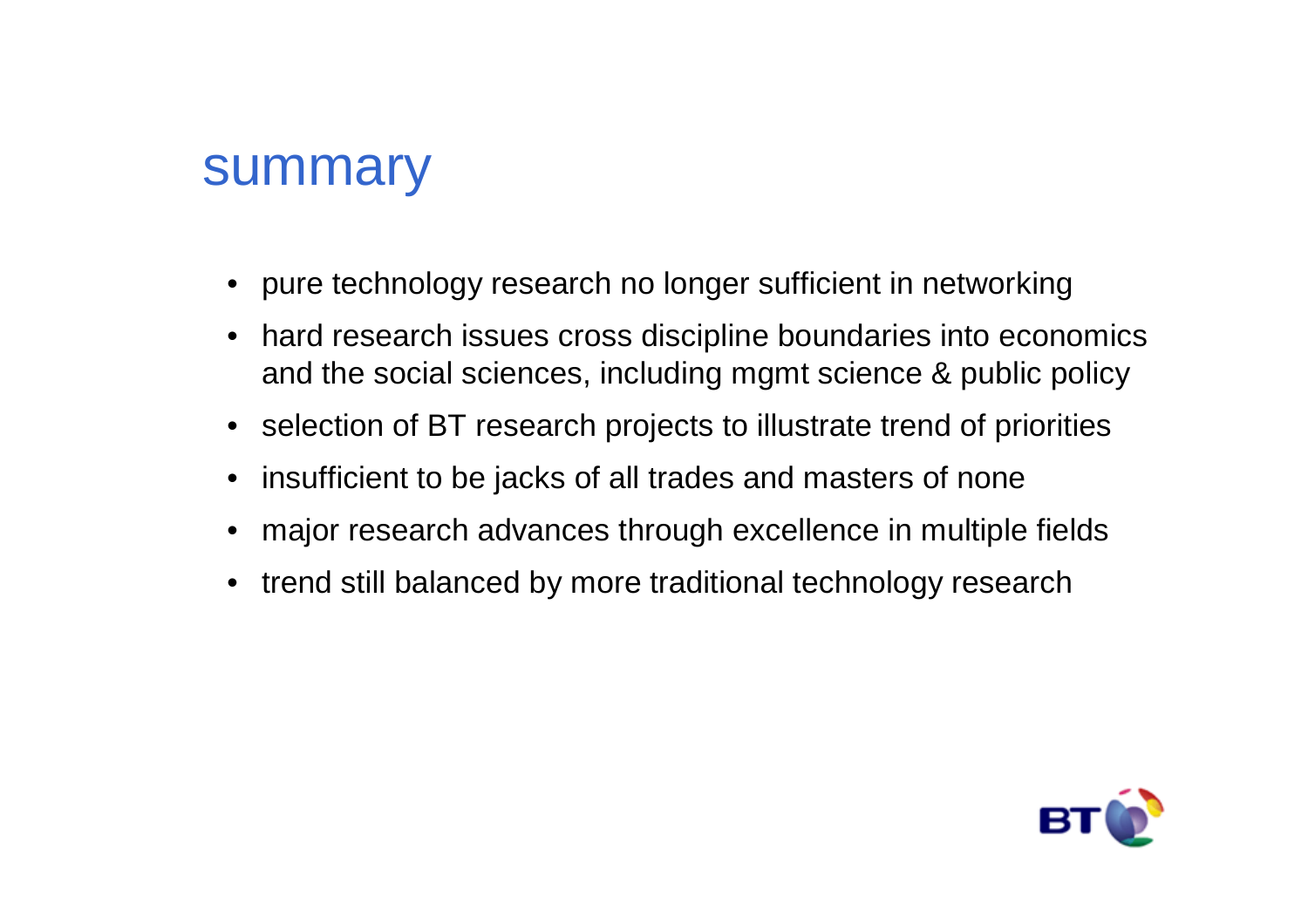# summary

- pure technology research no longer sufficient in networking
- hard research issues cross discipline boundaries into economics and the social sciences, including mgmt science & public policy
- selection of BT research projects to illustrate trend of priorities
- insufficient to be jacks of all trades and masters of none
- major research advances through excellence in multiple fields
- trend still balanced by more traditional technology research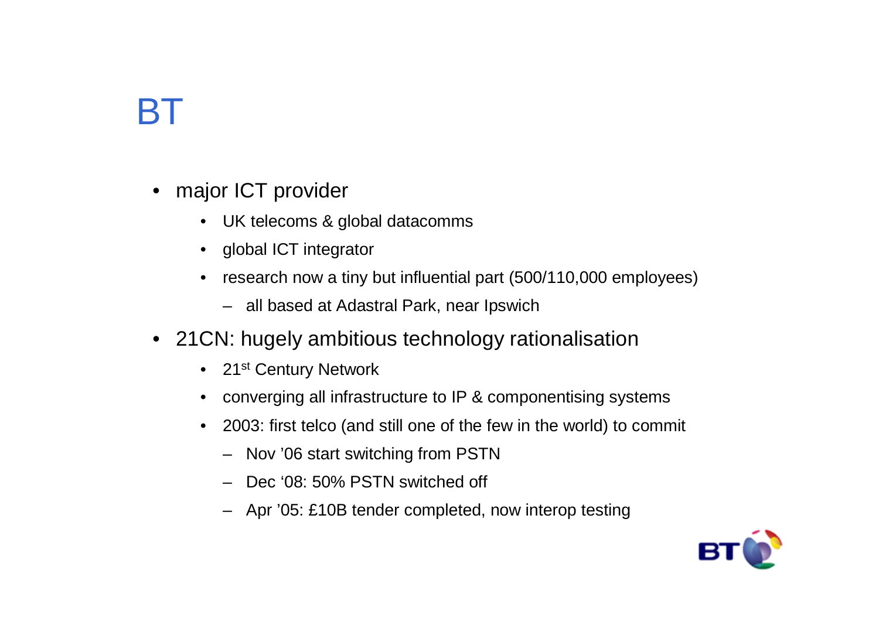# BT

- major ICT provider
  - UK telecoms & global datacomms
  - global ICT integrator
  - research now a tiny but influential part (500/110,000 employees)
    - all based at Adastral Park, near Ipswich
- 21CN: hugely ambitious technology rationalisation
  - 21st Century Network
  - converging all infrastructure to IP & componentising systems
  - 2003: first telco (and still one of the few in the world) to commit
    - Nov '06 start switching from PSTN
    - Dec '08: 50% PSTN switched off
    - Apr '05: £10B tender completed, now interop testing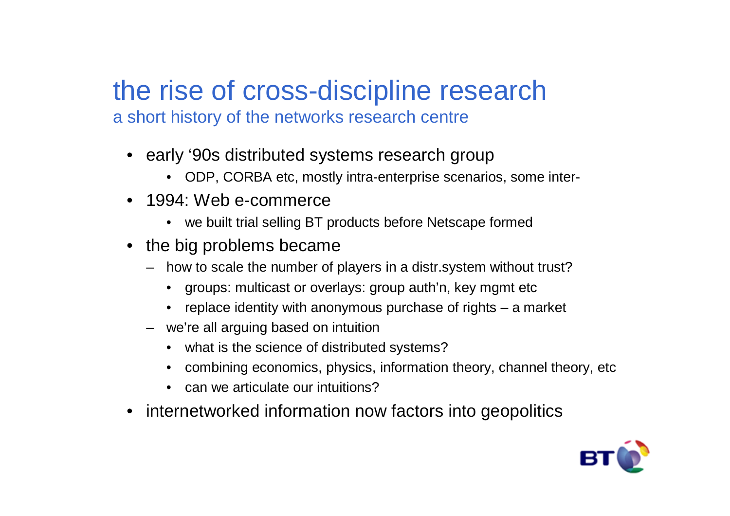# the rise of cross-discipline research

## a short history of the networks research centre

- early '90s distributed systems research group
  - ODP, CORBA etc, mostly intra-enterprise scenarios, some inter-
- 1994: Web e-commerce
  - we built trial selling BT products before Netscape formed
- the big problems became
  - how to scale the number of players in a distr.system without trust?
    - groups: multicast or overlays: group auth'n, key mgmt etc
    - replace identity with anonymous purchase of rights – a market
  - we're all arguing based on intuition
    - what is the science of distributed systems?
    - combining economics, physics, information theory, channel theory, etc
    - can we articulate our intuitions?
- internetworked information now factors into geopolitics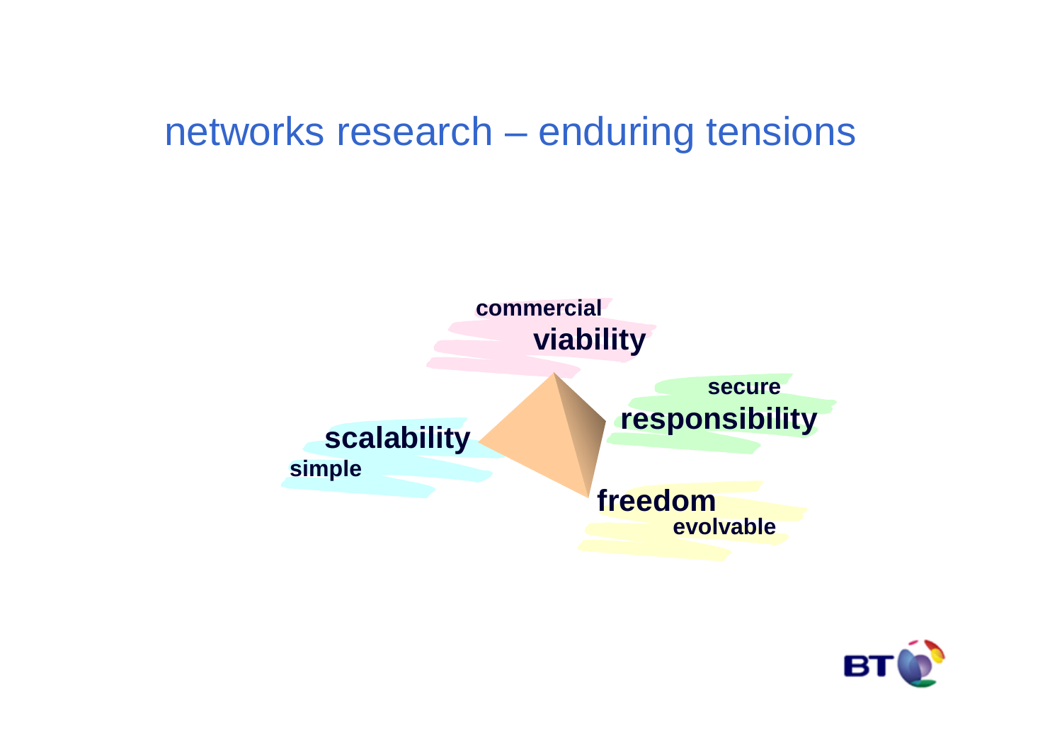# networks research – enduring tensions

commercial
**viability**

secure
**responsibility**

**scalability**
simple

**freedom**
evolvable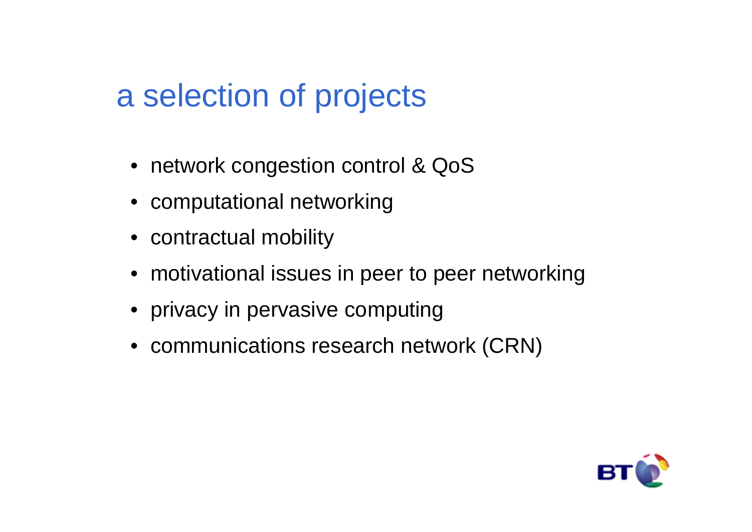# a selection of projects

- network congestion control & QoS
- computational networking
- contractual mobility
- motivational issues in peer to peer networking
- privacy in pervasive computing
- communications research network (CRN)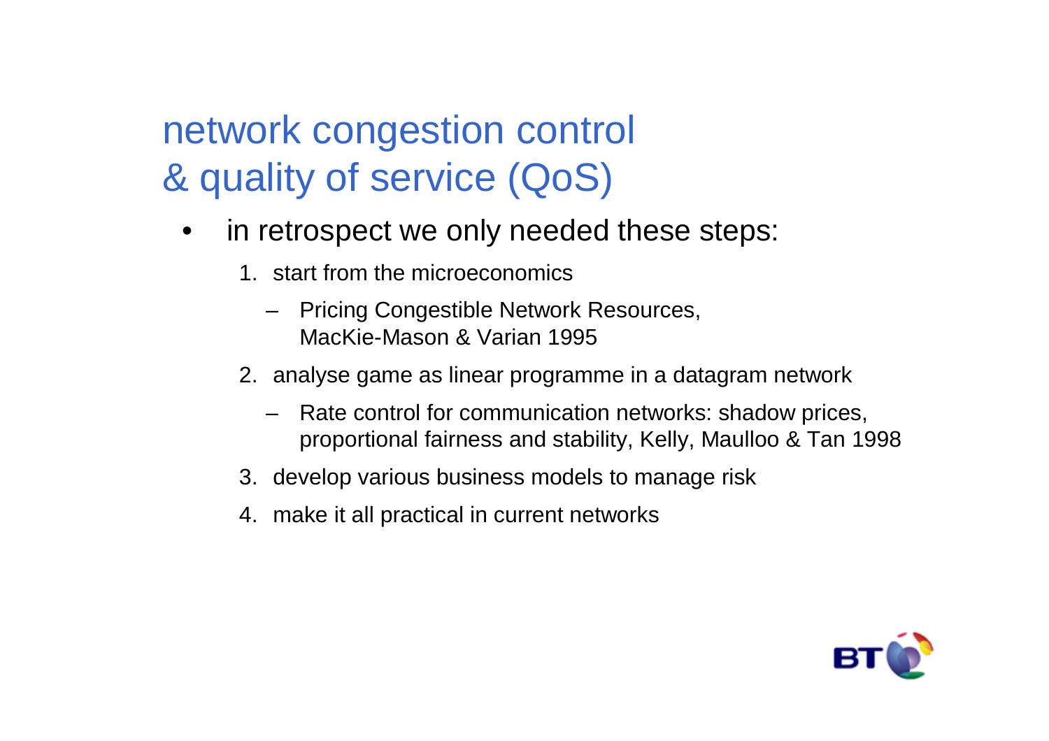# network congestion control & quality of service (QoS)

- in retrospect we only needed these steps:
  1. start from the microeconomics
     - Pricing Congestible Network Resources, MacKie-Mason & Varian 1995
  2. analyse game as linear programme in a datagram network
     - Rate control for communication networks: shadow prices, proportional fairness and stability, Kelly, Maulloo & Tan 1998
  3. develop various business models to manage risk
  4. make it all practical in current networks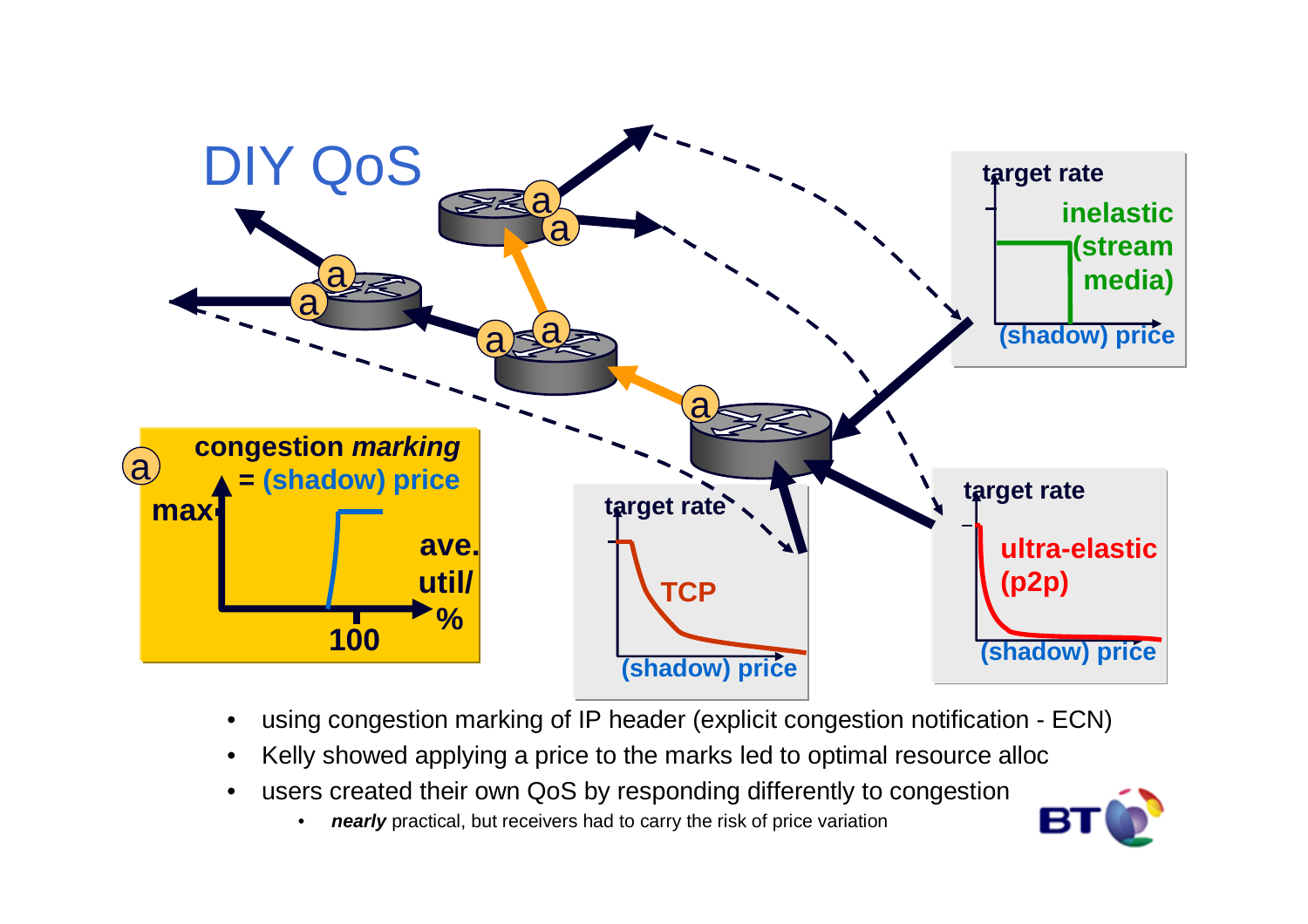# DIY QoS

congestion *marking* = (shadow) price

max

ave. util/ %

100

target rate — inelastic (stream media) — (shadow) price

target rate — TCP — (shadow) price

target rate — ultra-elastic (p2p) — (shadow) price

- using congestion marking of IP header (explicit congestion notification - ECN)
- Kelly showed applying a price to the marks led to optimal resource alloc
- users created their own QoS by responding differently to congestion
  - ***nearly*** practical, but receivers had to carry the risk of price variation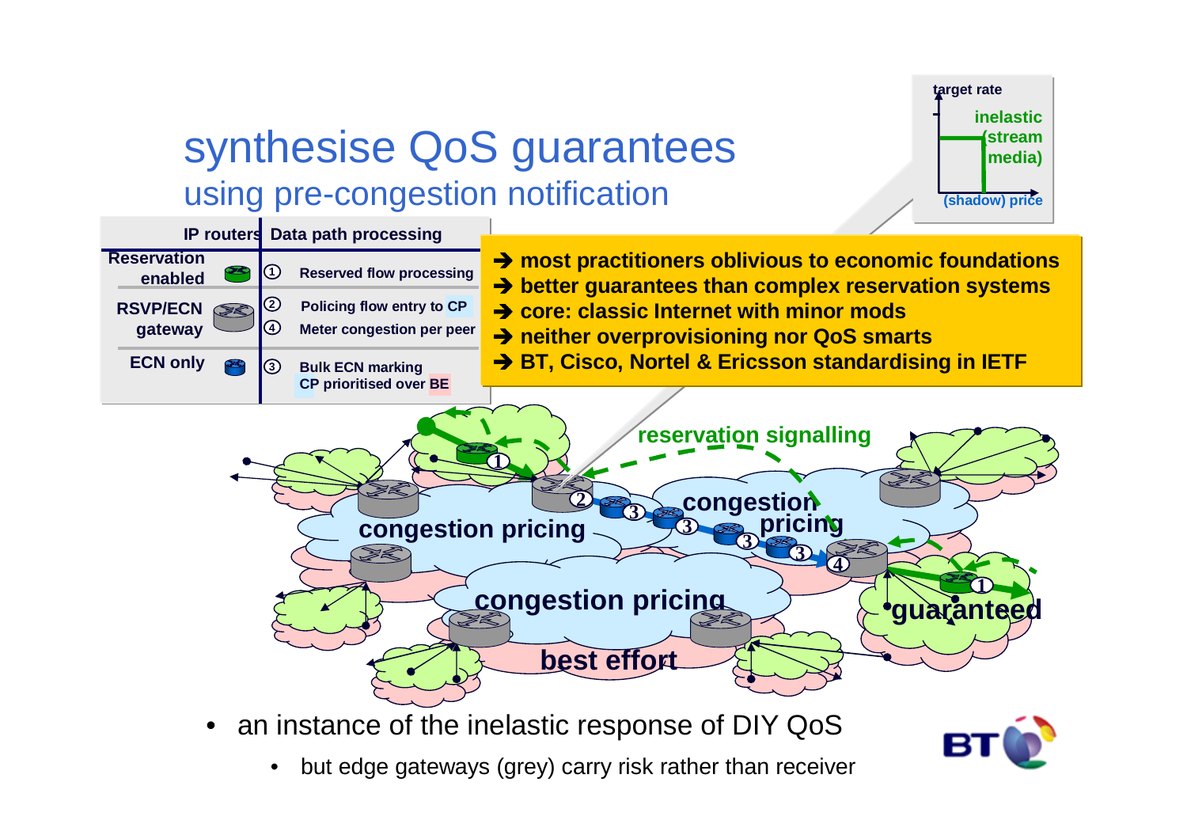# synthesise QoS guarantees

## using pre-congestion notification

| IP routers | | | Data path processing |
|---|---|---|---|
| Reservation enabled | | ① | Reserved flow processing |
| RSVP/ECN gateway | | ② | Policing flow entry to CP |
| | | ④ | Meter congestion per peer |
| ECN only | | ③ | Bulk ECN marking |
| | | | CP prioritised over BE |

- ➔ **most practitioners oblivious to economic foundations**
- ➔ **better guarantees than complex reservation systems**
- ➔ **core: classic Internet with minor mods**
- ➔ **neither overprovisioning nor QoS smarts**
- ➔ **BT, Cisco, Nortel & Ericsson standardising in IETF**

- an instance of the inelastic response of DIY QoS
  - but edge gateways (grey) carry risk rather than receiver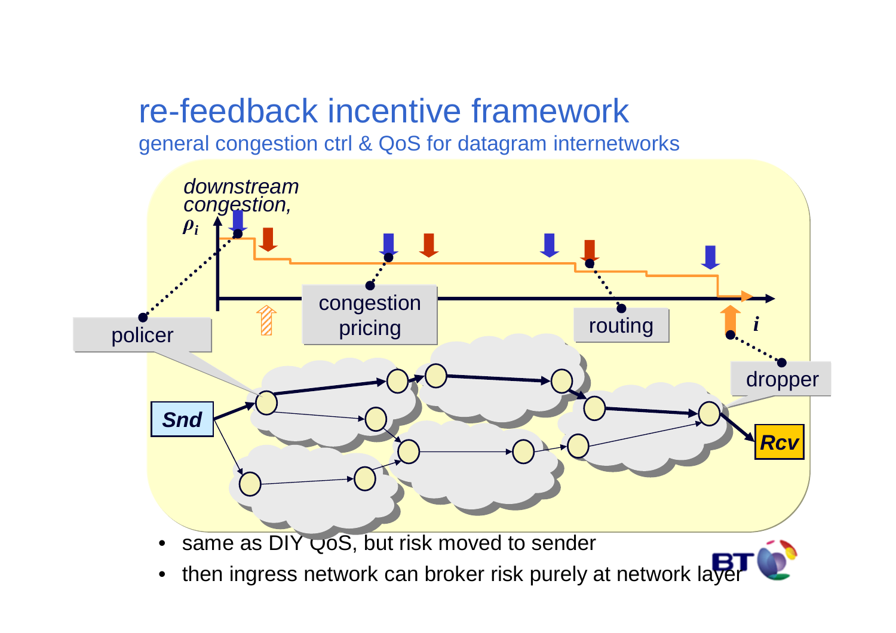# re-feedback incentive framework

## general congestion ctrl & QoS for datagram internetworks

*downstream congestion,* $\rho_i$

congestion pricing

routing

policer

dropper

$i$

**Snd**

**Rcv**

- same as DIY QoS, but risk moved to sender
- then ingress network can broker risk purely at network layer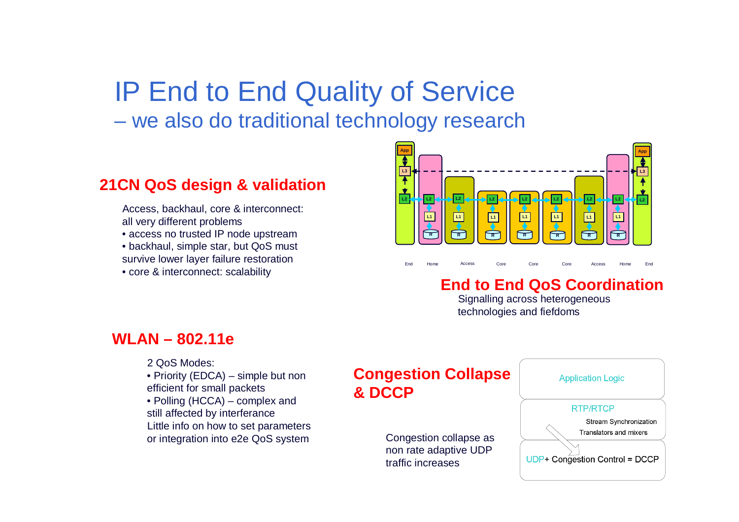# IP End to End Quality of Service

## – we also do traditional technology research

### 21CN QoS design & validation

Access, backhaul, core & interconnect: all very different problems

- access no trusted IP node upstream
- backhaul, simple star, but QoS must survive lower layer failure restoration
- core & interconnect: scalability

### End to End QoS Coordination

Signalling across heterogeneous technologies and fiefdoms

### WLAN – 802.11e

2 QoS Modes:

- Priority (EDCA) – simple but non efficient for small packets
- Polling (HCCA) – complex and still affected by interferance

Little info on how to set parameters or integration into e2e QoS system

### Congestion Collapse & DCCP

Congestion collapse as non rate adaptive UDP traffic increases

Application Logic

RTP/RTCP

Stream Synchronization

Translators and mixers

UDP+ Congestion Control = DCCP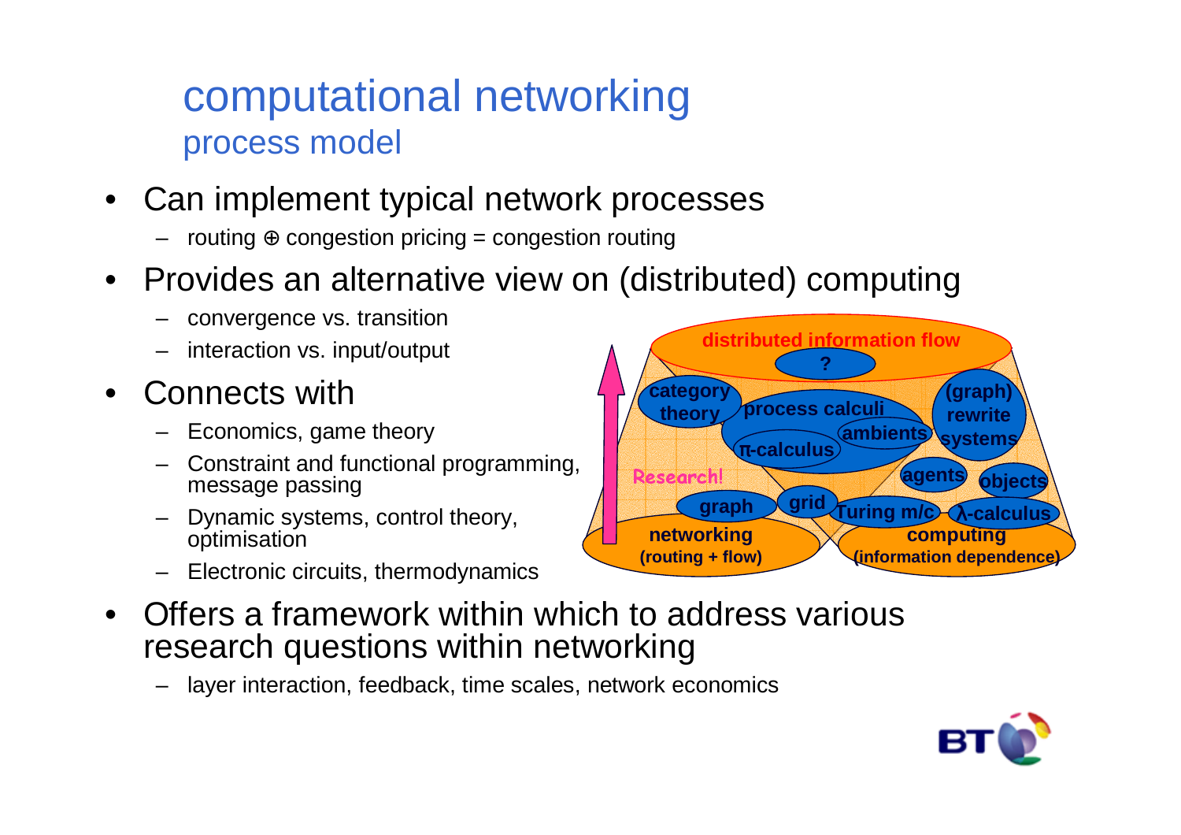# computational networking

## process model

- Can implement typical network processes
  - routing ⊕ congestion pricing = congestion routing
- Provides an alternative view on (distributed) computing
  - convergence vs. transition
  - interaction vs. input/output
- Connects with
  - Economics, game theory
  - Constraint and functional programming, message passing
  - Dynamic systems, control theory, optimisation
  - Electronic circuits, thermodynamics
- Offers a framework within which to address various research questions within networking
  - layer interaction, feedback, time scales, network economics

distributed information flow
?
category theory
process calculi
(graph) rewrite systems
ambients
π-calculus
Research!
agents
objects
graph
grid
Turing m/c
λ-calculus
networking (routing + flow)
computing (information dependence)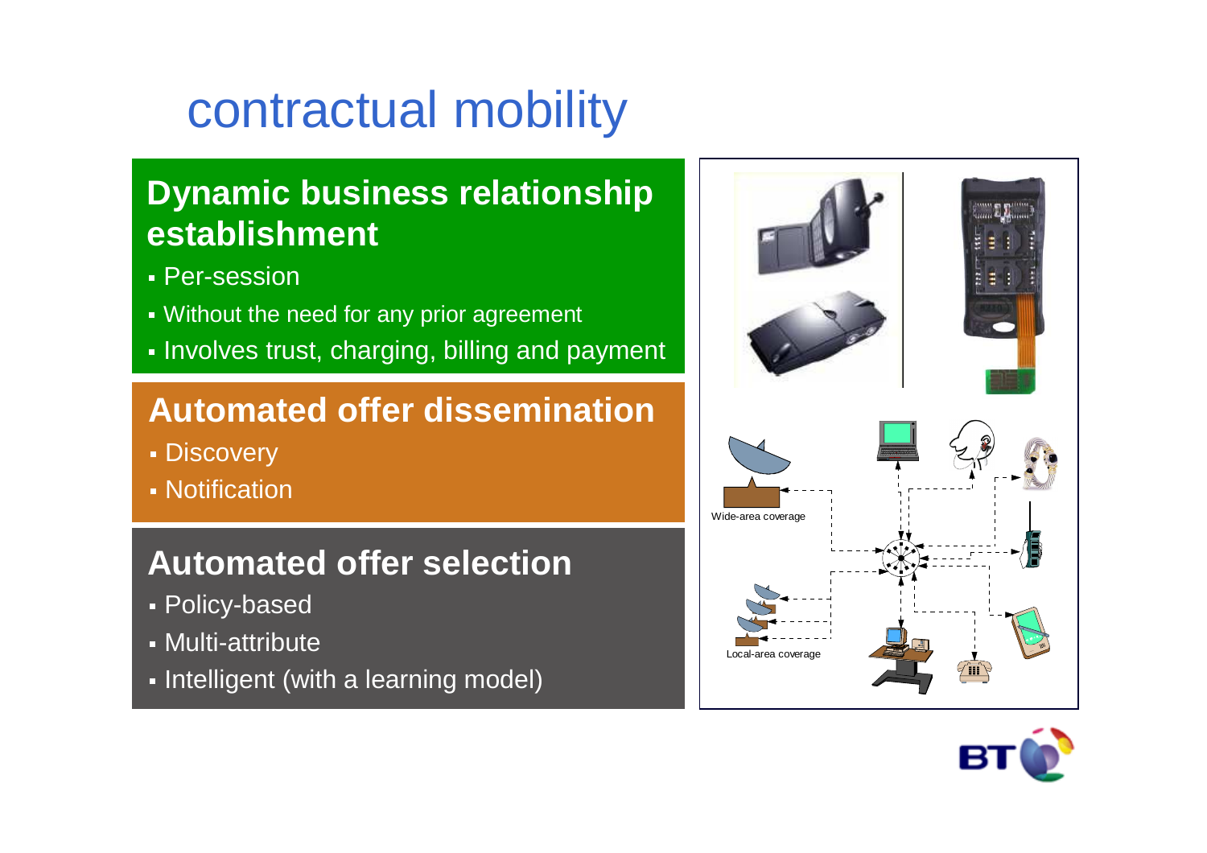# contractual mobility

## Dynamic business relationship establishment

- Per-session
- Without the need for any prior agreement
- Involves trust, charging, billing and payment

## Automated offer dissemination

- Discovery
- Notification

## Automated offer selection

- Policy-based
- Multi-attribute
- Intelligent (with a learning model)

Wide-area coverage

Local-area coverage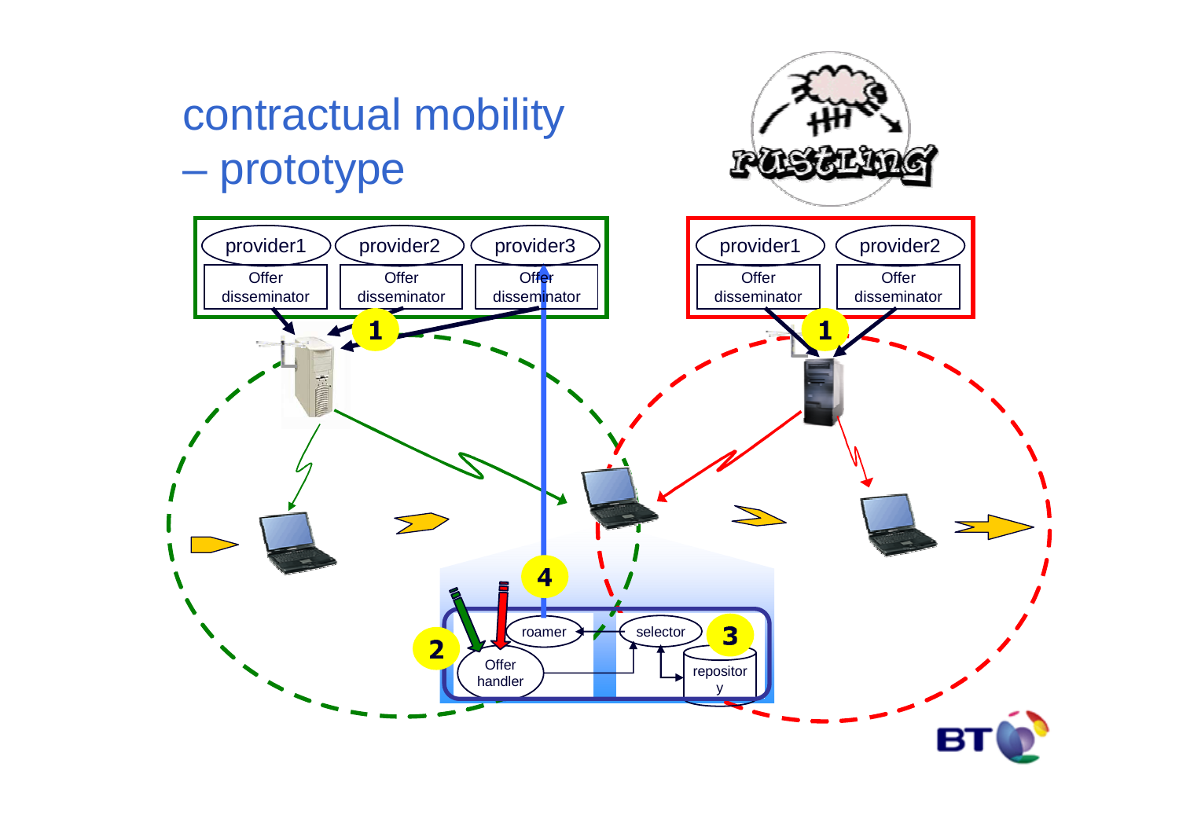# contractual mobility – prototype

provider1 | provider2 | provider3

Offer disseminator | Offer disseminator | Offer disseminator

provider1 | provider2

Offer disseminator | Offer disseminator

1

1

2

3

4

roamer

selector

Offer handler

repository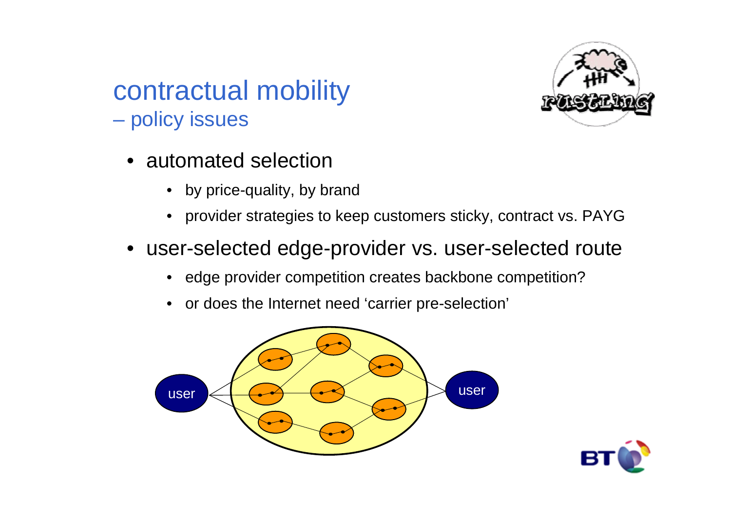# contractual mobility
## – policy issues

- automated selection
  - by price-quality, by brand
  - provider strategies to keep customers sticky, contract vs. PAYG
- user-selected edge-provider vs. user-selected route
  - edge provider competition creates backbone competition?
  - or does the Internet need 'carrier pre-selection'

user

user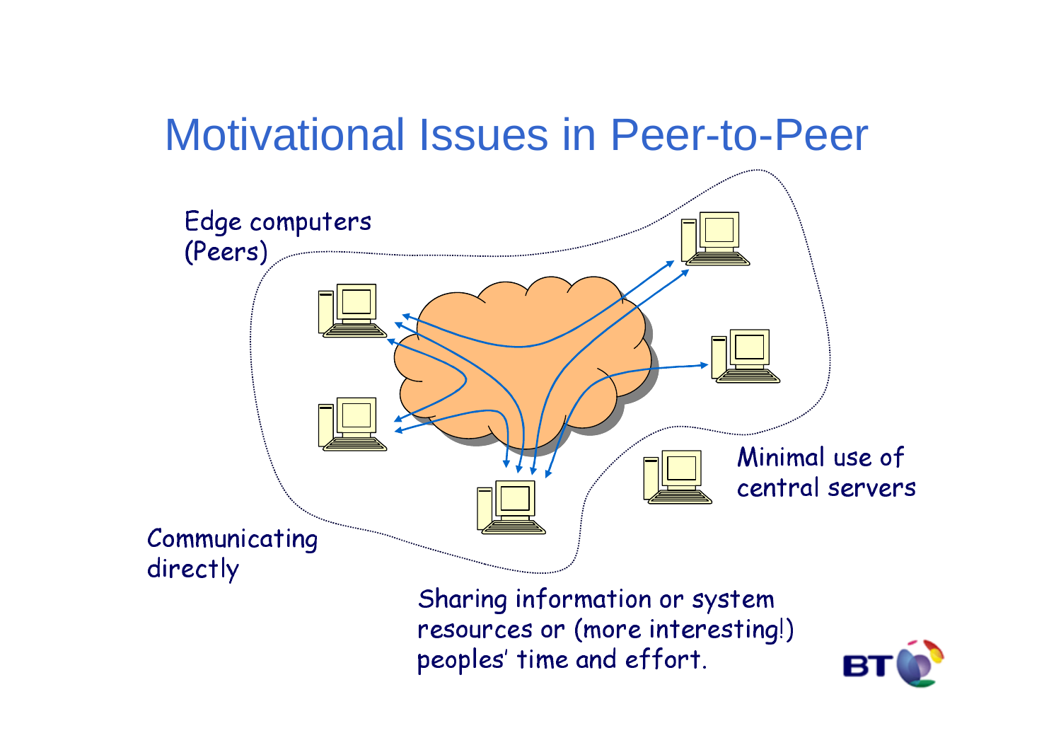# Motivational Issues in Peer-to-Peer

Edge computers (Peers)

Communicating directly

Minimal use of central servers

Sharing information or system resources or (more interesting!) peoples' time and effort.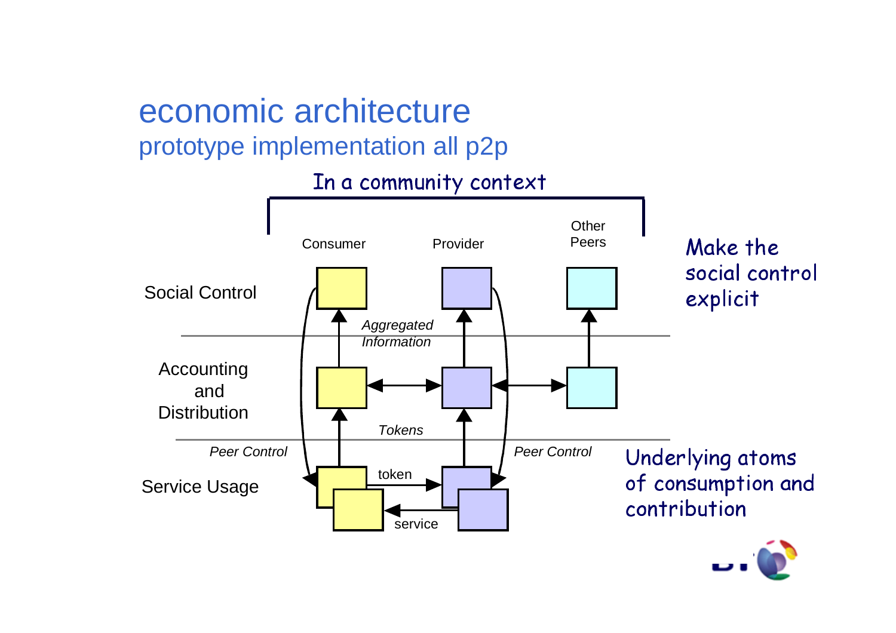# economic architecture

## prototype implementation all p2p

In a community context

Consumer | Provider | Other Peers

Social Control

Aggregated Information

Accounting and Distribution

Tokens

Peer Control

Peer Control

Service Usage

token

service

Make the social control explicit

Underlying atoms of consumption and contribution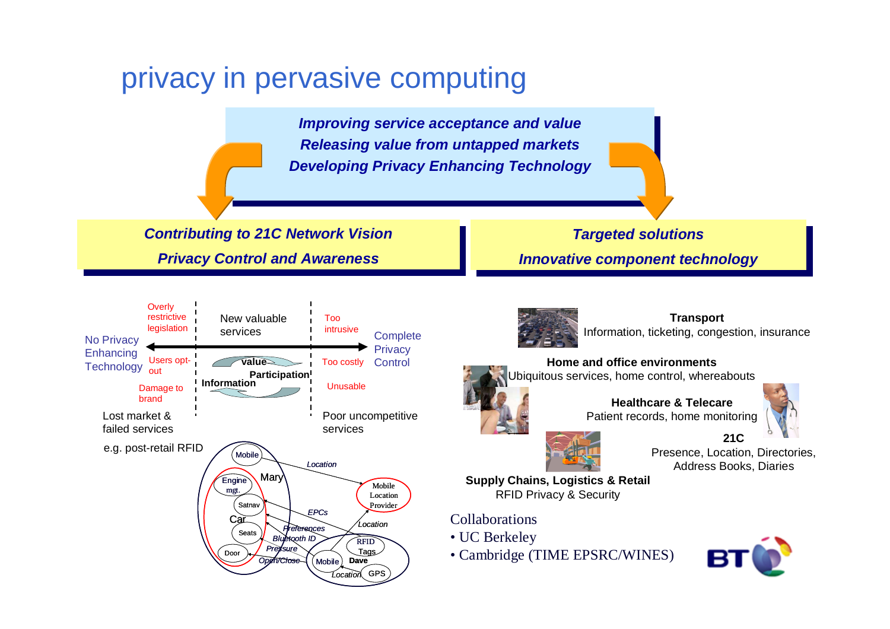# privacy in pervasive computing

***Improving service acceptance and value***
***Releasing value from untapped markets***
***Developing Privacy Enhancing Technology***

***Contributing to 21C Network Vision***
***Privacy Control and Awareness***

***Targeted solutions***
***Innovative component technology***

No Privacy Enhancing Technology

Overly restrictive legislation

Users opt-out

Damage to brand

Lost market & failed services

New valuable services

value

Participation

Information

Too intrusive

Too costly

Unusable

Complete Privacy Control

Poor uncompetitive services

e.g. post-retail RFID

Mary: Mobile; Car: Engine mgt., Satnav, Seats, Door

Mobile Location Provider

Dave: RFID Tags, Mobile, GPS

Location, EPCs, Location, Preferences, Bluetooth ID, Pressure, Open/Close, Location

**Transport**
Information, ticketing, congestion, insurance

**Home and office environments**
Ubiquitous services, home control, whereabouts

**Healthcare & Telecare**
Patient records, home monitoring

**21C**
Presence, Location, Directories, Address Books, Diaries

**Supply Chains, Logistics & Retail**
RFID Privacy & Security

Collaborations

- UC Berkeley
- Cambridge (TIME EPSRC/WINES)

BT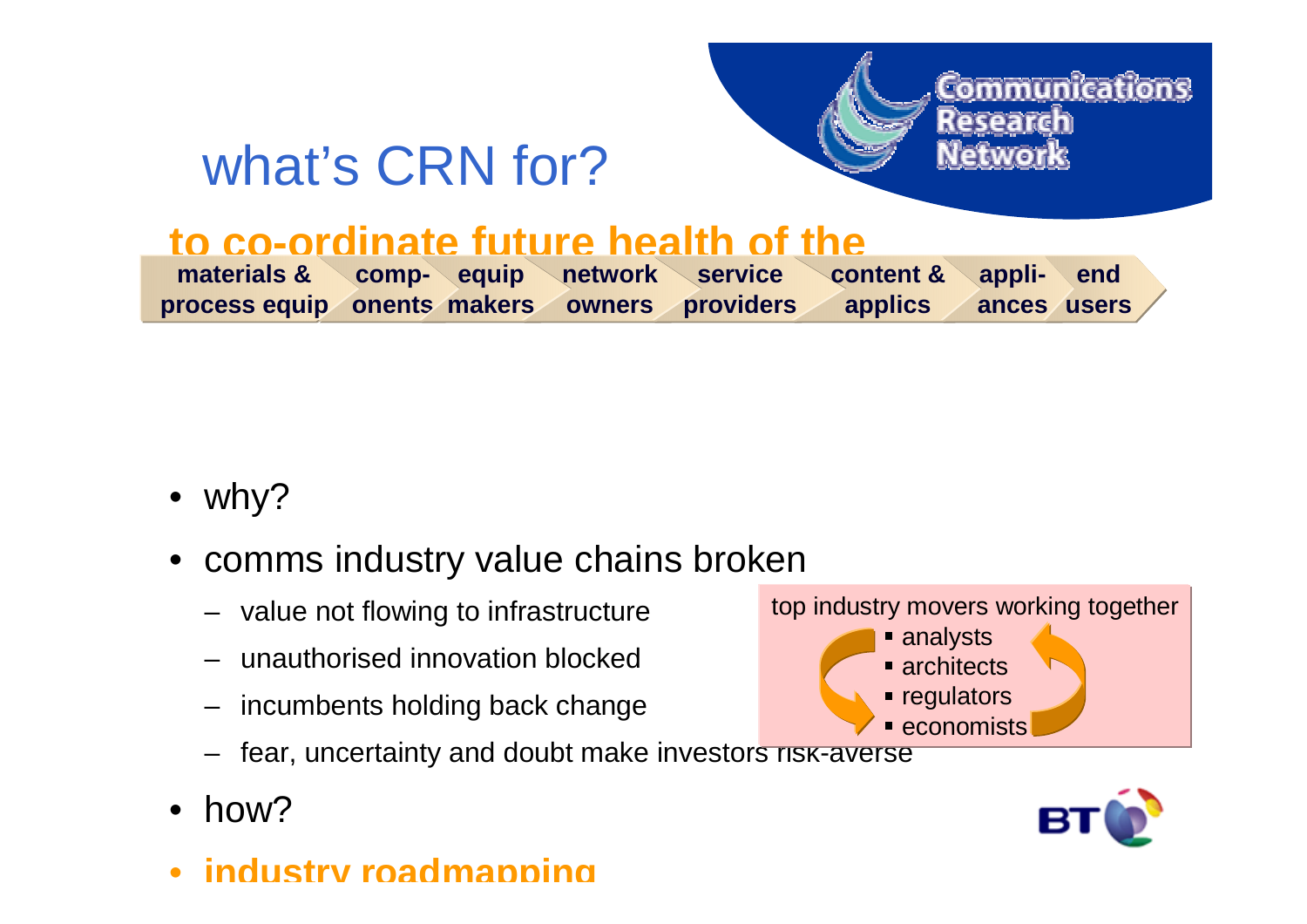# what's CRN for?

Communications Research Network

**to co-ordinate future health of the**

**materials & process equip** → **comp- onents** → **equip makers** → **network owners** → **service providers** → **content & applics** → **appli- ances** → **end users**

- why?
- comms industry value chains broken
  - value not flowing to infrastructure
  - unauthorised innovation blocked
  - incumbents holding back change
  - fear, uncertainty and doubt make investors risk-averse
- how?
- **industry roadmapping**

top industry movers working together

- analysts
- architects
- regulators
- economists

BT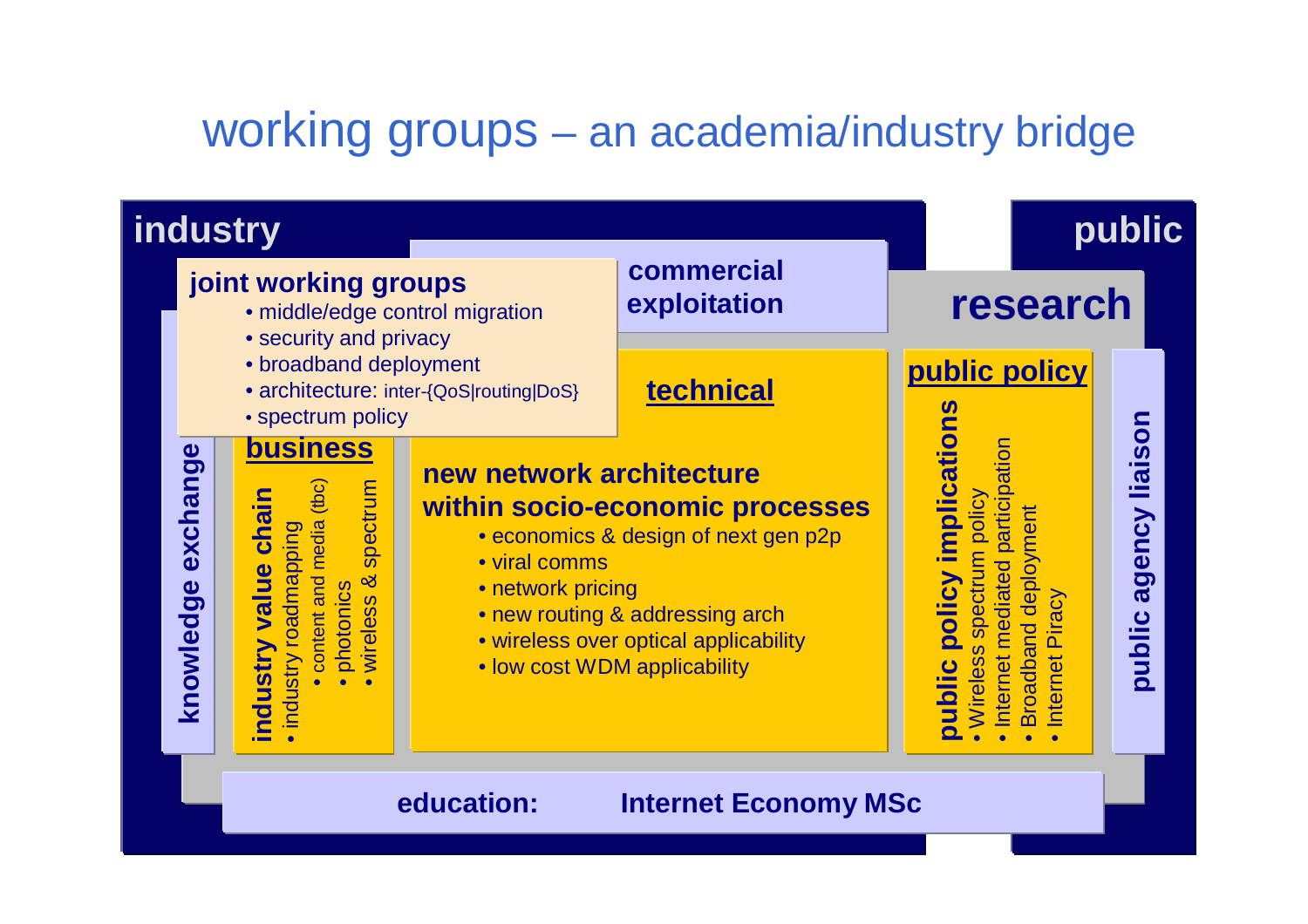# working groups – an academia/industry bridge

## industry

## public

### joint working groups
- middle/edge control migration
- security and privacy
- broadband deployment
- architecture: inter-{QoS|routing|DoS}
- spectrum policy

### commercial exploitation

### research

**knowledge exchange**

### business

**industry value chain**
- industry roadmapping
  - content and media (tbc)
  - photonics
  - wireless & spectrum

### technical

**new network architecture within socio-economic processes**
- economics & design of next gen p2p
- viral comms
- network pricing
- new routing & addressing arch
- wireless over optical applicability
- low cost WDM applicability

### public policy

**public policy implications**
- Wireless spectrum policy
- Internet mediated participation
- Broadband deployment
- Internet Piracy

**public agency liaison**

**education: Internet Economy MSc**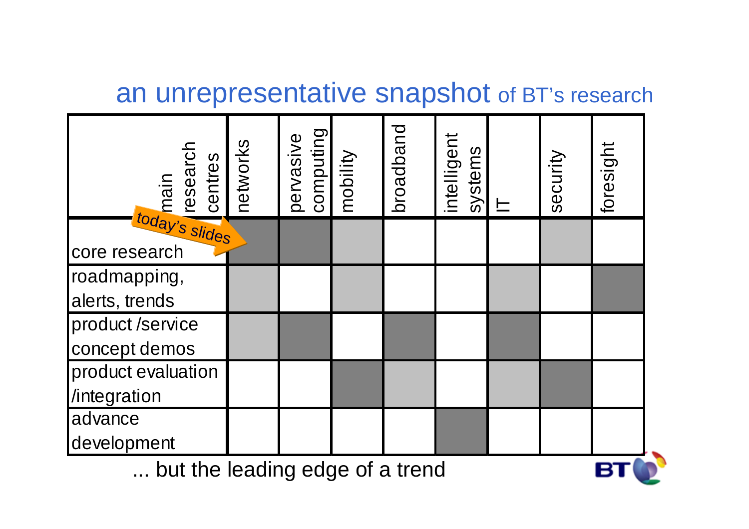# an unrepresentative snapshot of BT's research

| main research centres | networks | pervasive computing | mobility | broadband | intelligent systems | IT | security | foresight |
|---|---|---|---|---|---|---|---|---|
| core research (today's slides →) | ■ | ■ | ▒ | | | | ▒ | |
| roadmapping, alerts, trends | ▒ | | ▒ | | | ▒ | | ■ |
| product /service concept demos | ▒ | ■ | | ■ | | ■ | | |
| product evaluation /integration | | | ■ | ▒ | | ▒ | ■ | |
| advance development | | | | | ■ | | | |

... but the leading edge of a trend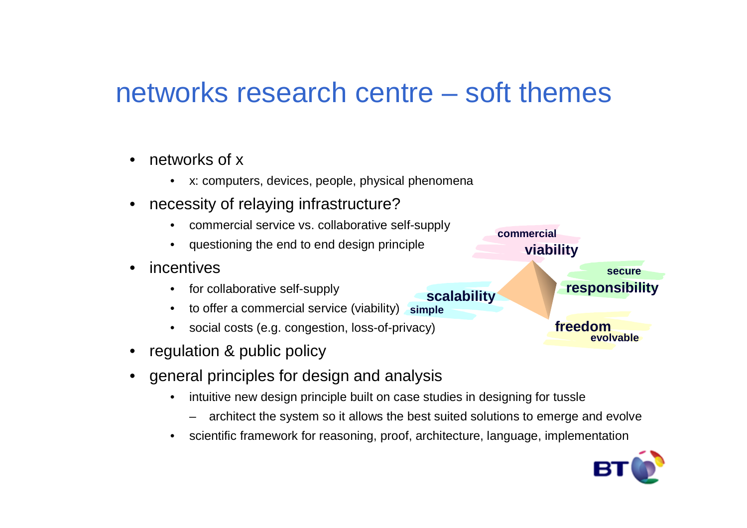# networks research centre – soft themes

- networks of x
  - x: computers, devices, people, physical phenomena
- necessity of relaying infrastructure?
  - commercial service vs. collaborative self-supply
  - questioning the end to end design principle
- incentives
  - for collaborative self-supply
  - to offer a commercial service (viability)
  - social costs (e.g. congestion, loss-of-privacy)
- regulation & public policy
- general principles for design and analysis
  - intuitive new design principle built on case studies in designing for tussle
    - architect the system so it allows the best suited solutions to emerge and evolve
  - scientific framework for reasoning, proof, architecture, language, implementation

commercial **viability**

secure **responsibility**

**scalability** simple

**freedom** evolvable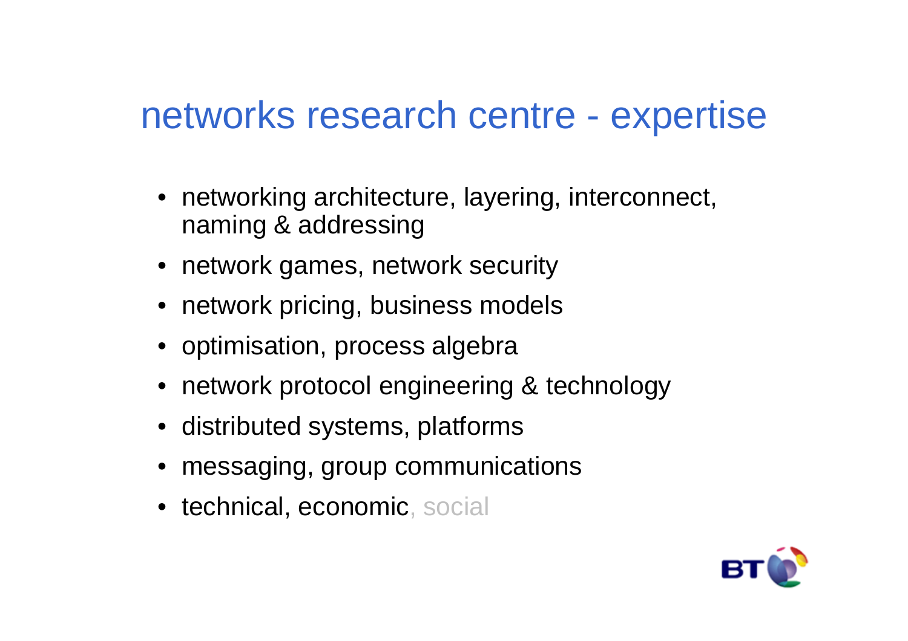# networks research centre - expertise

- networking architecture, layering, interconnect, naming & addressing
- network games, network security
- network pricing, business models
- optimisation, process algebra
- network protocol engineering & technology
- distributed systems, platforms
- messaging, group communications
- technical, economic, social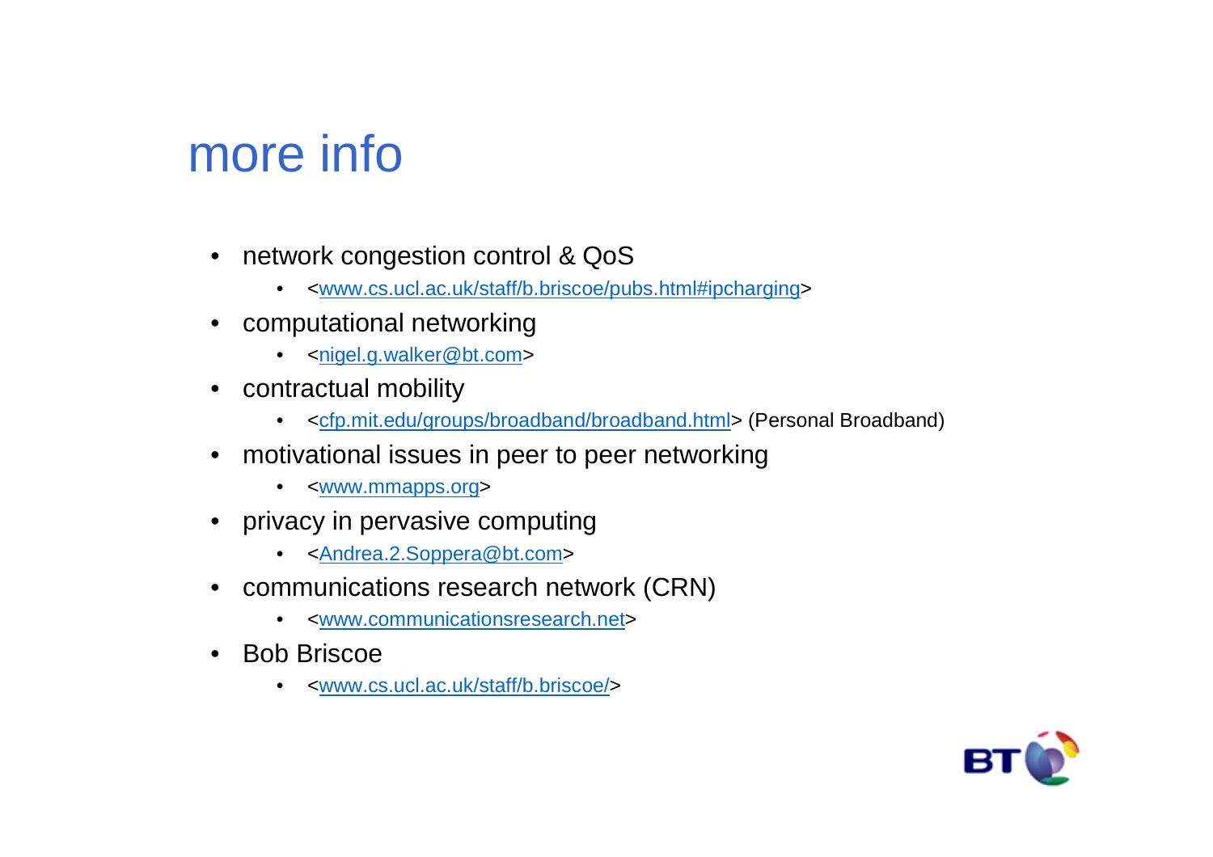# more info

- network congestion control & QoS
  - <www.cs.ucl.ac.uk/staff/b.briscoe/pubs.html#ipcharging>
- computational networking
  - <nigel.g.walker@bt.com>
- contractual mobility
  - <cfp.mit.edu/groups/broadband/broadband.html> (Personal Broadband)
- motivational issues in peer to peer networking
  - <www.mmapps.org>
- privacy in pervasive computing
  - <Andrea.2.Soppera@bt.com>
- communications research network (CRN)
  - <www.communicationsresearch.net>
- Bob Briscoe
  - <www.cs.ucl.ac.uk/staff/b.briscoe/>